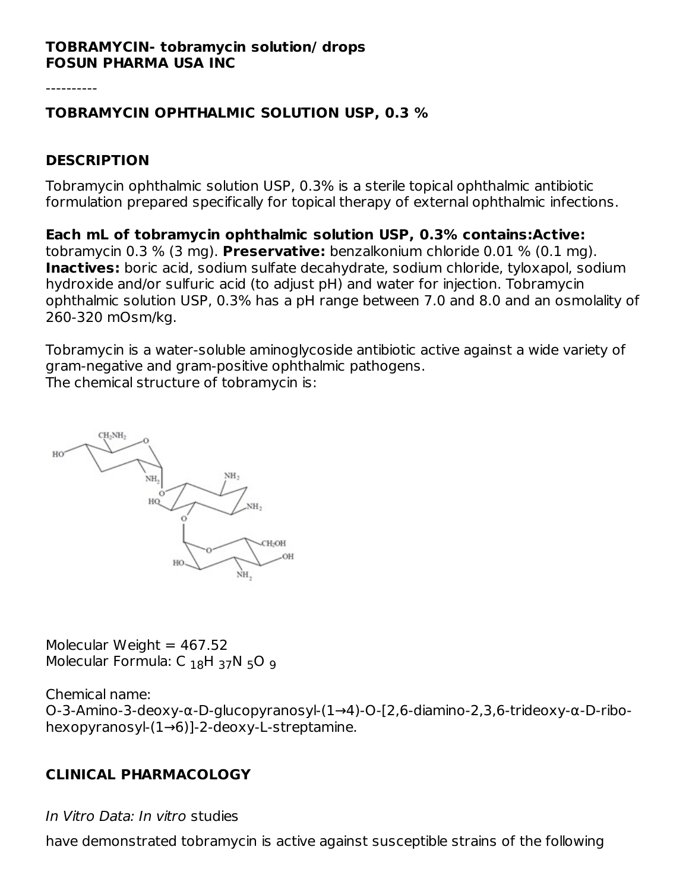**TOBRAMYCIN- tobramycin solution/ drops**
**FOSUN PHARMA USA INC**

----------

## TOBRAMYCIN OPHTHALMIC SOLUTION USP, 0.3 %

## DESCRIPTION

Tobramycin ophthalmic solution USP, 0.3% is a sterile topical ophthalmic antibiotic formulation prepared specifically for topical therapy of external ophthalmic infections.

**Each mL of tobramycin ophthalmic solution USP, 0.3% contains:Active:** tobramycin 0.3 % (3 mg). **Preservative:** benzalkonium chloride 0.01 % (0.1 mg). **Inactives:** boric acid, sodium sulfate decahydrate, sodium chloride, tyloxapol, sodium hydroxide and/or sulfuric acid (to adjust pH) and water for injection. Tobramycin ophthalmic solution USP, 0.3% has a pH range between 7.0 and 8.0 and an osmolality of 260-320 mOsm/kg.

Tobramycin is a water-soluble aminoglycoside antibiotic active against a wide variety of gram-negative and gram-positive ophthalmic pathogens.
The chemical structure of tobramycin is:

Molecular Weight = 467.52
Molecular Formula: $C_{18}H_{37}N_5O_9$

Chemical name:
O-3-Amino-3-deoxy-α-D-glucopyranosyl-(1→4)-O-[2,6-diamino-2,3,6-trideoxy-α-D-ribo-hexopyranosyl-(1→6)]-2-deoxy-L-streptamine.

## CLINICAL PHARMACOLOGY

*In Vitro Data: In vitro* studies

have demonstrated tobramycin is active against susceptible strains of the following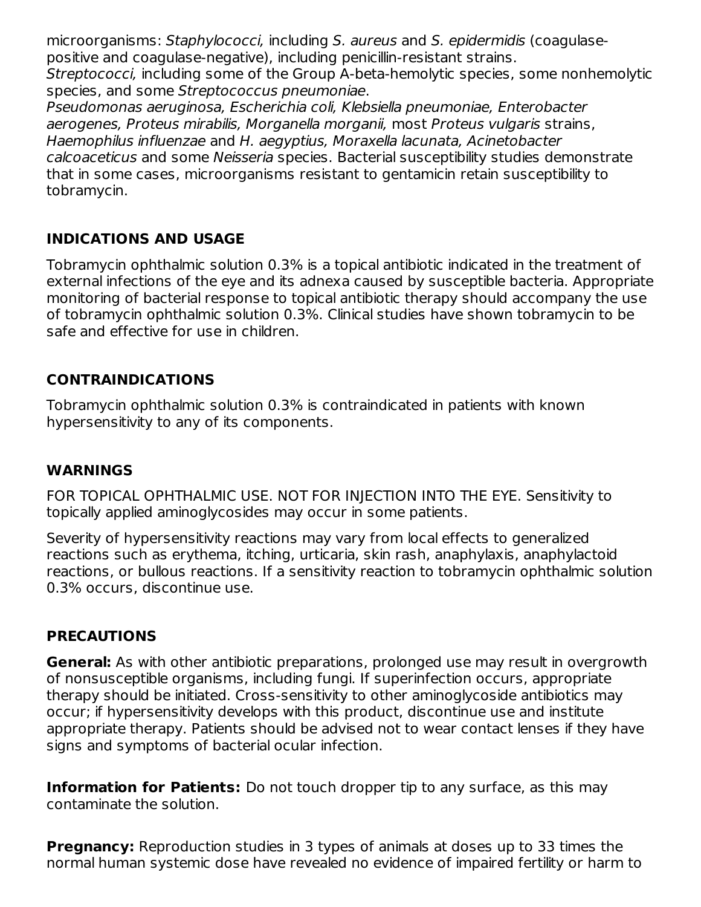microorganisms: *Staphylococci,* including *S. aureus* and *S. epidermidis* (coagulase-positive and coagulase-negative), including penicillin-resistant strains.
*Streptococci,* including some of the Group A-beta-hemolytic species, some nonhemolytic species, and some *Streptococcus pneumoniae*.
*Pseudomonas aeruginosa, Escherichia coli, Klebsiella pneumoniae, Enterobacter aerogenes, Proteus mirabilis, Morganella morganii,* most *Proteus vulgaris* strains, *Haemophilus influenzae* and *H. aegyptius, Moraxella lacunata, Acinetobacter calcoaceticus* and some *Neisseria* species. Bacterial susceptibility studies demonstrate that in some cases, microorganisms resistant to gentamicin retain susceptibility to tobramycin.

## INDICATIONS AND USAGE

Tobramycin ophthalmic solution 0.3% is a topical antibiotic indicated in the treatment of external infections of the eye and its adnexa caused by susceptible bacteria. Appropriate monitoring of bacterial response to topical antibiotic therapy should accompany the use of tobramycin ophthalmic solution 0.3%. Clinical studies have shown tobramycin to be safe and effective for use in children.

## CONTRAINDICATIONS

Tobramycin ophthalmic solution 0.3% is contraindicated in patients with known hypersensitivity to any of its components.

## WARNINGS

FOR TOPICAL OPHTHALMIC USE. NOT FOR INJECTION INTO THE EYE. Sensitivity to topically applied aminoglycosides may occur in some patients.

Severity of hypersensitivity reactions may vary from local effects to generalized reactions such as erythema, itching, urticaria, skin rash, anaphylaxis, anaphylactoid reactions, or bullous reactions. If a sensitivity reaction to tobramycin ophthalmic solution 0.3% occurs, discontinue use.

## PRECAUTIONS

**General:** As with other antibiotic preparations, prolonged use may result in overgrowth of nonsusceptible organisms, including fungi. If superinfection occurs, appropriate therapy should be initiated. Cross-sensitivity to other aminoglycoside antibiotics may occur; if hypersensitivity develops with this product, discontinue use and institute appropriate therapy. Patients should be advised not to wear contact lenses if they have signs and symptoms of bacterial ocular infection.

**Information for Patients:** Do not touch dropper tip to any surface, as this may contaminate the solution.

**Pregnancy:** Reproduction studies in 3 types of animals at doses up to 33 times the normal human systemic dose have revealed no evidence of impaired fertility or harm to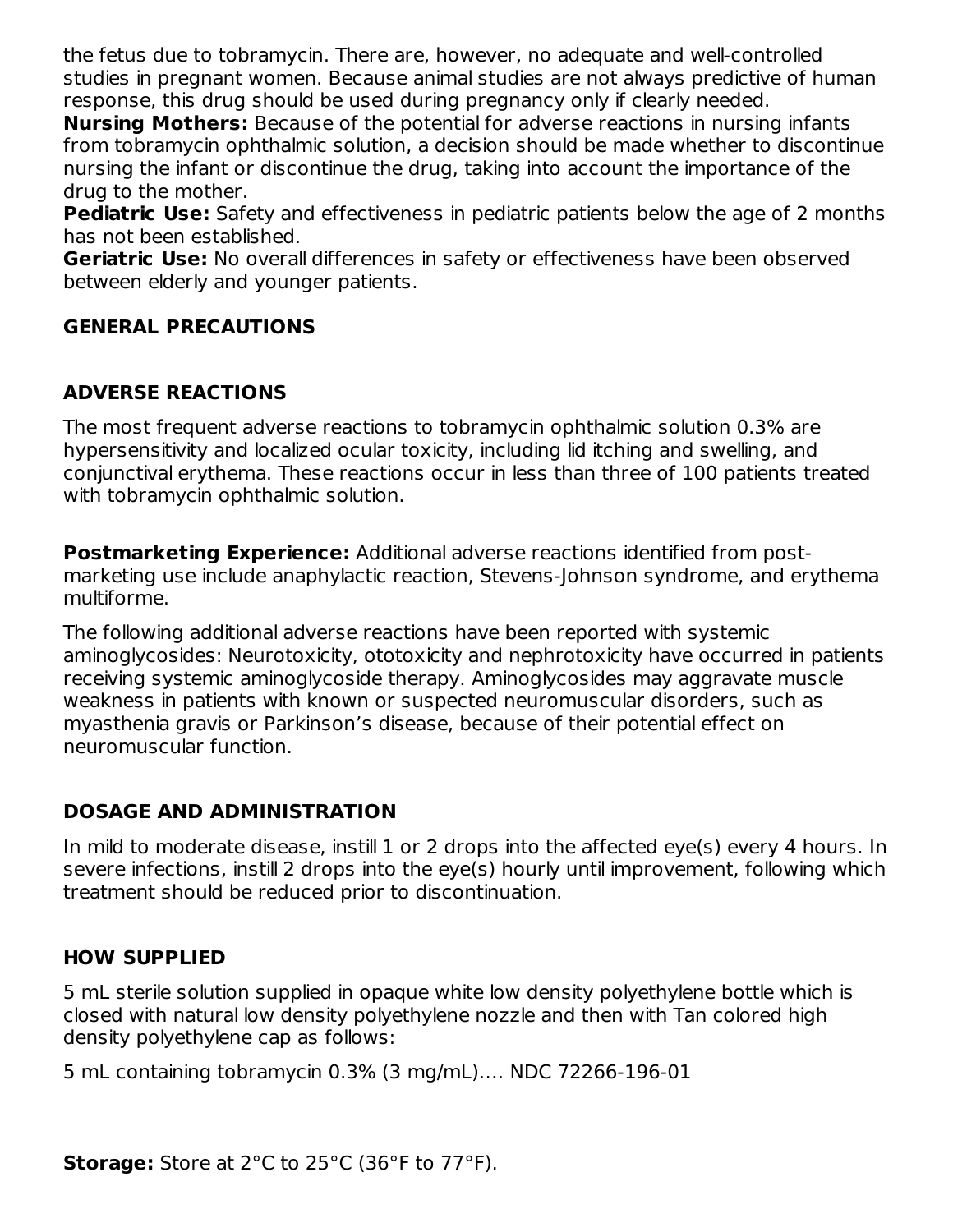the fetus due to tobramycin. There are, however, no adequate and well-controlled studies in pregnant women. Because animal studies are not always predictive of human response, this drug should be used during pregnancy only if clearly needed.

**Nursing Mothers:** Because of the potential for adverse reactions in nursing infants from tobramycin ophthalmic solution, a decision should be made whether to discontinue nursing the infant or discontinue the drug, taking into account the importance of the drug to the mother.

**Pediatric Use:** Safety and effectiveness in pediatric patients below the age of 2 months has not been established.

**Geriatric Use:** No overall differences in safety or effectiveness have been observed between elderly and younger patients.

## GENERAL PRECAUTIONS

## ADVERSE REACTIONS

The most frequent adverse reactions to tobramycin ophthalmic solution 0.3% are hypersensitivity and localized ocular toxicity, including lid itching and swelling, and conjunctival erythema. These reactions occur in less than three of 100 patients treated with tobramycin ophthalmic solution.

**Postmarketing Experience:** Additional adverse reactions identified from post-marketing use include anaphylactic reaction, Stevens-Johnson syndrome, and erythema multiforme.

The following additional adverse reactions have been reported with systemic aminoglycosides: Neurotoxicity, ototoxicity and nephrotoxicity have occurred in patients receiving systemic aminoglycoside therapy. Aminoglycosides may aggravate muscle weakness in patients with known or suspected neuromuscular disorders, such as myasthenia gravis or Parkinson's disease, because of their potential effect on neuromuscular function.

## DOSAGE AND ADMINISTRATION

In mild to moderate disease, instill 1 or 2 drops into the affected eye(s) every 4 hours. In severe infections, instill 2 drops into the eye(s) hourly until improvement, following which treatment should be reduced prior to discontinuation.

## HOW SUPPLIED

5 mL sterile solution supplied in opaque white low density polyethylene bottle which is closed with natural low density polyethylene nozzle and then with Tan colored high density polyethylene cap as follows:

5 mL containing tobramycin 0.3% (3 mg/mL)…. NDC 72266-196-01

**Storage:** Store at 2°C to 25°C (36°F to 77°F).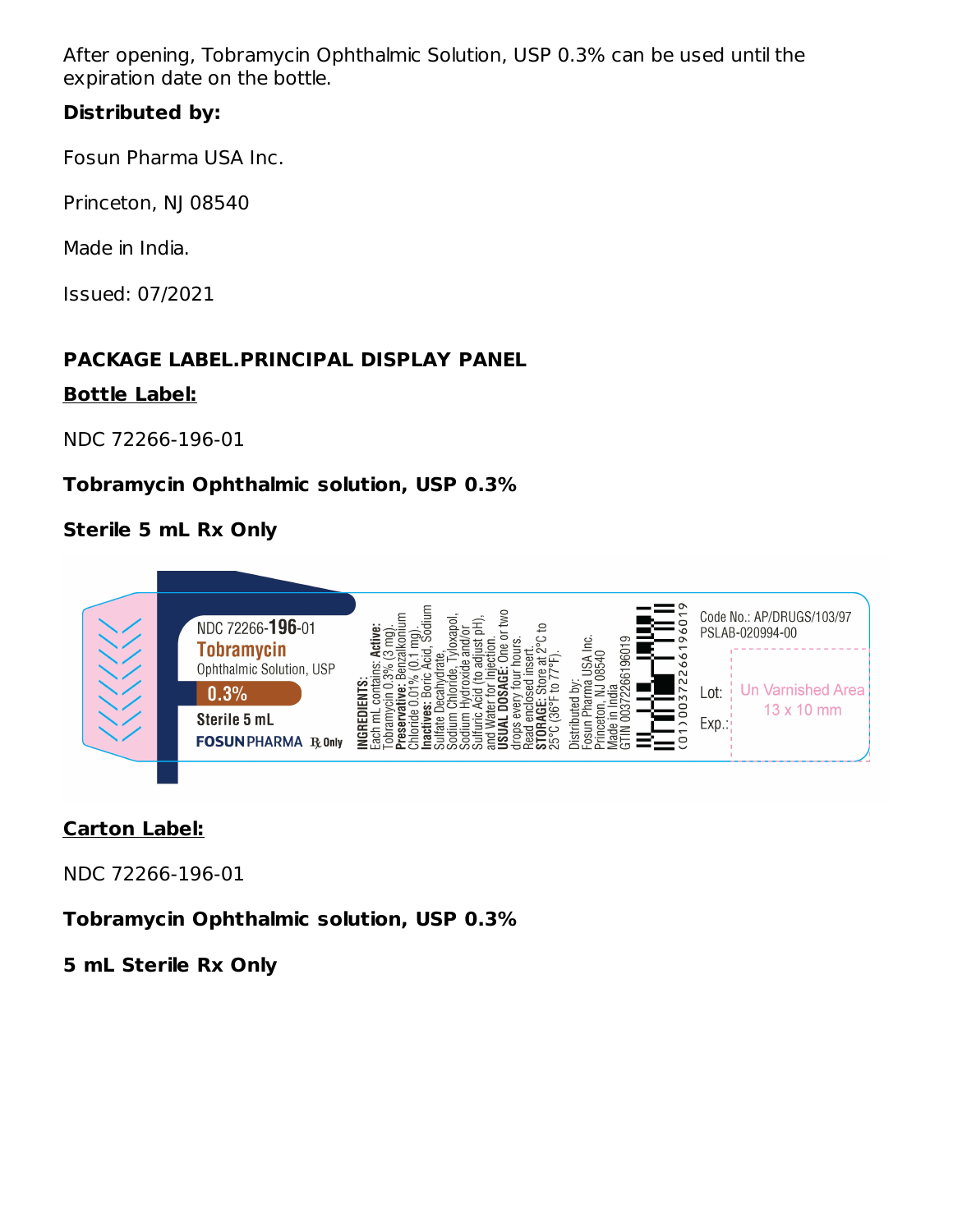After opening, Tobramycin Ophthalmic Solution, USP 0.3% can be used until the expiration date on the bottle.

**Distributed by:**

Fosun Pharma USA Inc.

Princeton, NJ 08540

Made in India.

Issued: 07/2021

**PACKAGE LABEL.PRINCIPAL DISPLAY PANEL**

**Bottle Label:**

NDC 72266-196-01

**Tobramycin Ophthalmic solution, USP 0.3%**

**Sterile 5 mL Rx Only**

NDC 72266-196-01
Tobramycin
Ophthalmic Solution, USP
0.3%
Sterile 5 mL
FOSUNPHARMA Rx Only

**INGREDIENTS:** Each mL contains: **Active:** Tobramycin 0.3% (3 mg). **Preservative:** Benzalkonium Chloride 0.01% (0.1 mg). **Inactives:** Boric Acid, Sodium Sulfate Decahydrate, Sodium Chloride, Tyloxapol, Sodium Hydroxide and/or Sulfuric Acid (to adjust pH), and Water for Injection. **USUAL DOSAGE:** One or two drops every four hours. Read enclosed insert. **STORAGE:** Store at 2°C to 25°C (36°F to 77°F).

Distributed by: Fosun Pharma USA Inc. Princeton, NJ 08540 Made in India GTIN 00372266196019

(01)00372266196019

Code No.: AP/DRUGS/103/97
PSLAB-020994-00

Lot:
Exp.:

Un Varnished Area 13 x 10 mm

**Carton Label:**

NDC 72266-196-01

**Tobramycin Ophthalmic solution, USP 0.3%**

**5 mL Sterile Rx Only**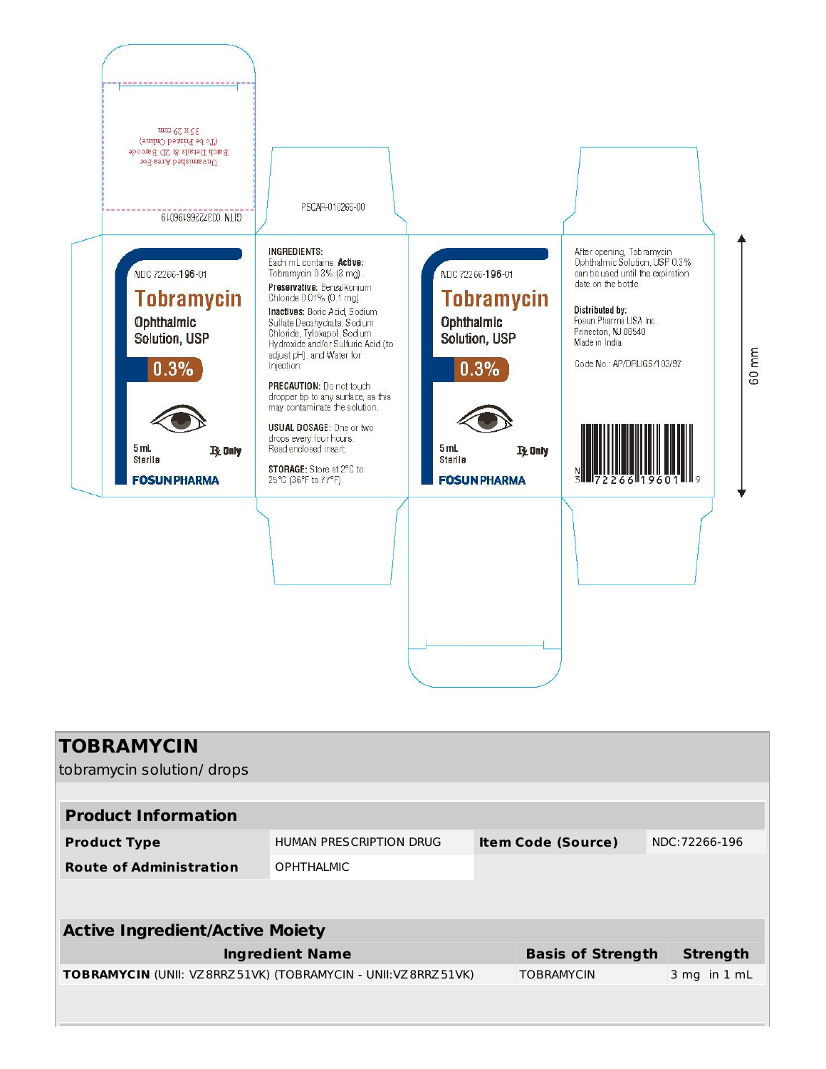Unvarnished Area For
Batch Details & 2D Barcode
(To be Printed Online)
35 x 29 mm

GTIN 00372266196019

PSCAR-010266-00

NDC 72266-196-01

**Tobramycin**

Ophthalmic Solution, USP

0.3%

5 mL
Sterile

℞ Only

FOSUN PHARMA

**INGREDIENTS:**
Each mL contains: **Active:** Tobramycin 0.3% (3 mg).
**Preservative:** Benzalkonium Chloride 0.01% (0.1 mg).
**Inactives:** Boric Acid, Sodium Sulfate Decahydrate, Sodium Chloride, Tyloxapol, Sodium Hydroxide and/or Sulfuric Acid (to adjust pH), and Water for Injection.

**PRECAUTION:** Do not touch dropper tip to any surface, as this may contaminate the solution.

**USUAL DOSAGE:** One or two drops every four hours. Read enclosed insert.

**STORAGE:** Store at 2°C to 25°C (36°F to 77°F).

NDC 72266-196-01

**Tobramycin**

Ophthalmic Solution, USP

0.3%

5 mL
Sterile

℞ Only

FOSUN PHARMA

After opening, Tobramycin Ophthalmic Solution, USP 0.3% can be used until the expiration date on the bottle.

**Distributed by:**
Fosun Pharma USA Inc.
Princeton, NJ 08540
Made in India

Code No.: AP/DRUGS/103/97

N 3 72266 19601 9

60 mm

# TOBRAMYCIN

tobramycin solution/ drops

| Product Information | | | |
|---|---|---|---|
| **Product Type** | HUMAN PRESCRIPTION DRUG | **Item Code (Source)** | NDC:72266-196 |
| **Route of Administration** | OPHTHALMIC | | |

| Active Ingredient/Active Moiety | | |
|---|---|---|
| **Ingredient Name** | **Basis of Strength** | **Strength** |
| **TOBRAMYCIN** (UNII: VZ8RRZ51VK) (TOBRAMYCIN - UNII:VZ8RRZ51VK) | TOBRAMYCIN | 3 mg in 1 mL |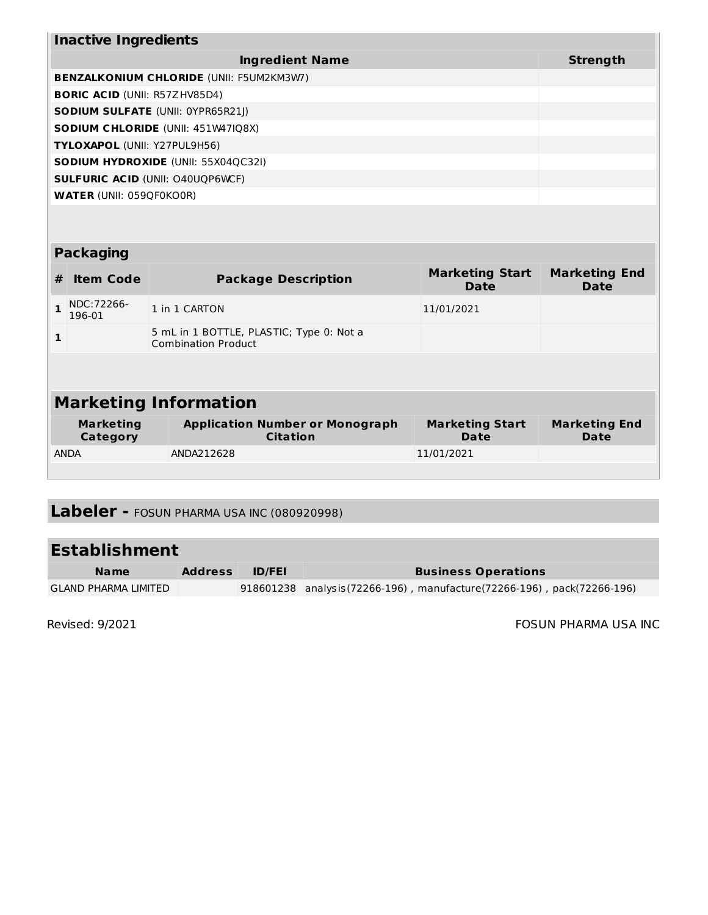| Inactive Ingredients | |
|---|---|
| **Ingredient Name** | **Strength** |
| **BENZALKONIUM CHLORIDE** (UNII: F5UM2KM3W7) | |
| **BORIC ACID** (UNII: R57ZHV85D4) | |
| **SODIUM SULFATE** (UNII: 0YPR65R21J) | |
| **SODIUM CHLORIDE** (UNII: 451W47IQ8X) | |
| **TYLOXAPOL** (UNII: Y27PUL9H56) | |
| **SODIUM HYDROXIDE** (UNII: 55X04QC32I) | |
| **SULFURIC ACID** (UNII: O40UQP6WCF) | |
| **WATER** (UNII: 059QF0KO0R) | |

| Packaging | | | | |
|---|---|---|---|---|
| **#** | **Item Code** | **Package Description** | **Marketing Start Date** | **Marketing End Date** |
| 1 | NDC:72266-196-01 | 1 in 1 CARTON | 11/01/2021 | |
| 1 | | 5 mL in 1 BOTTLE, PLASTIC; Type 0: Not a Combination Product | | |

## Marketing Information

| Marketing Category | Application Number or Monograph Citation | Marketing Start Date | Marketing End Date |
|---|---|---|---|
| ANDA | ANDA212628 | 11/01/2021 | |

## Labeler - FOSUN PHARMA USA INC (080920998)

## Establishment

| Name | Address | ID/FEI | Business Operations |
|---|---|---|---|
| GLAND PHARMA LIMITED | | 918601238 | analysis(72266-196) , manufacture(72266-196) , pack(72266-196) |

Revised: 9/2021

FOSUN PHARMA USA INC